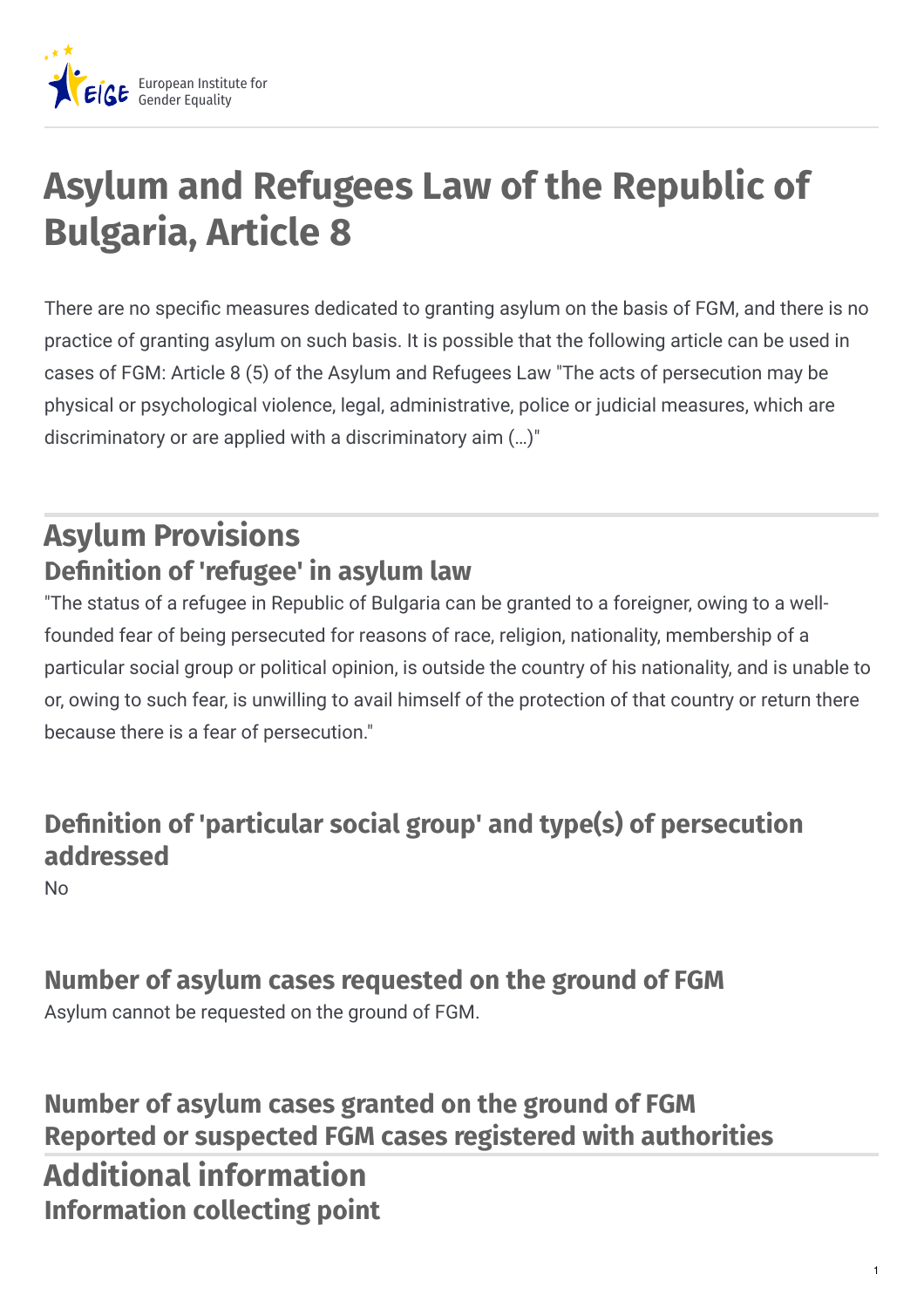# Asylum and Refugees Law of the Republic of Bulgaria, Article 8

There are no specific measures dedicated to granting asylum on the basis of FGM, and there is no practice of granting asylum on such basis. It is possible that the following article can be used in cases of FGM: Article 8 (5) of the Asylum and Refugees Law "The acts of persecution may be physical or psychological violence, legal, administrative, police or judicial measures, which are discriminatory or are applied with a discriminatory aim (...)"

## Asylum Provisions

### Definition of 'refugee' in asylum law

"The status of a refugee in Republic of Bulgaria can be granted to a foreigner, owing to a well-founded fear of being persecuted for reasons of race, religion, nationality, membership of a particular social group or political opinion, is outside the country of his nationality, and is unable to or, owing to such fear, is unwilling to avail himself of the protection of that country or return there because there is a fear of persecution."

### Definition of 'particular social group' and type(s) of persecution addressed

No

### Number of asylum cases requested on the ground of FGM

Asylum cannot be requested on the ground of FGM.

### Number of asylum cases granted on the ground of FGM

### Reported or suspected FGM cases registered with authorities

## Additional information

### Information collecting point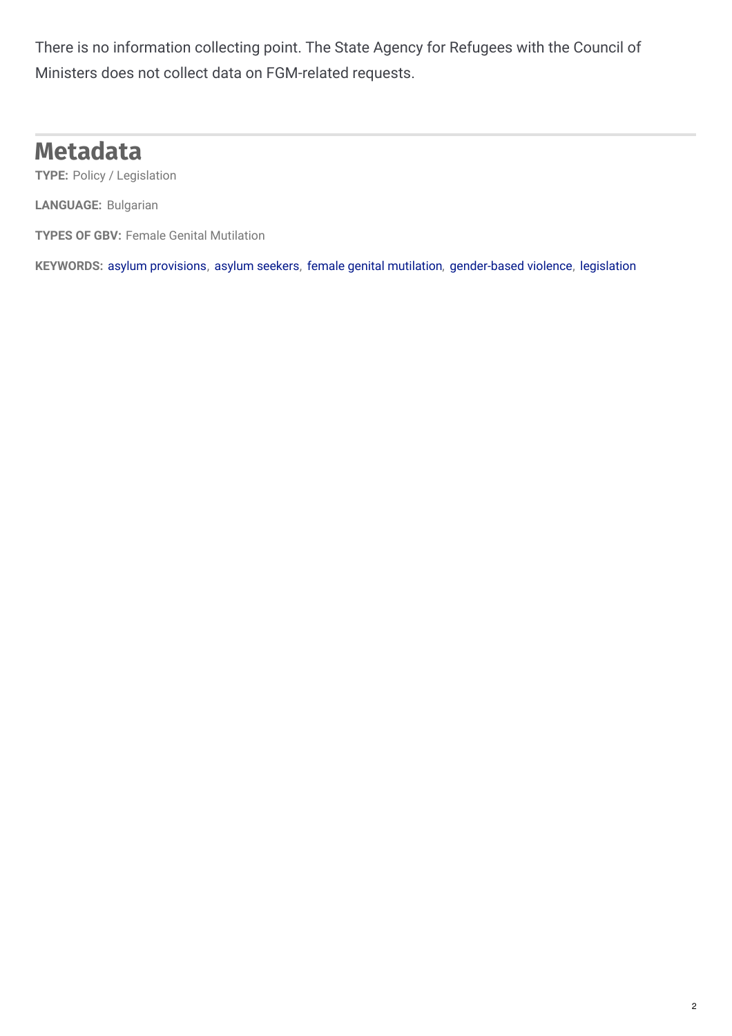There is no information collecting point. The State Agency for Refugees with the Council of Ministers does not collect data on FGM-related requests.

## Metadata

**TYPE:** Policy / Legislation

**LANGUAGE:** Bulgarian

**TYPES OF GBV:** Female Genital Mutilation

**KEYWORDS:** asylum provisions, asylum seekers, female genital mutilation, gender-based violence, legislation